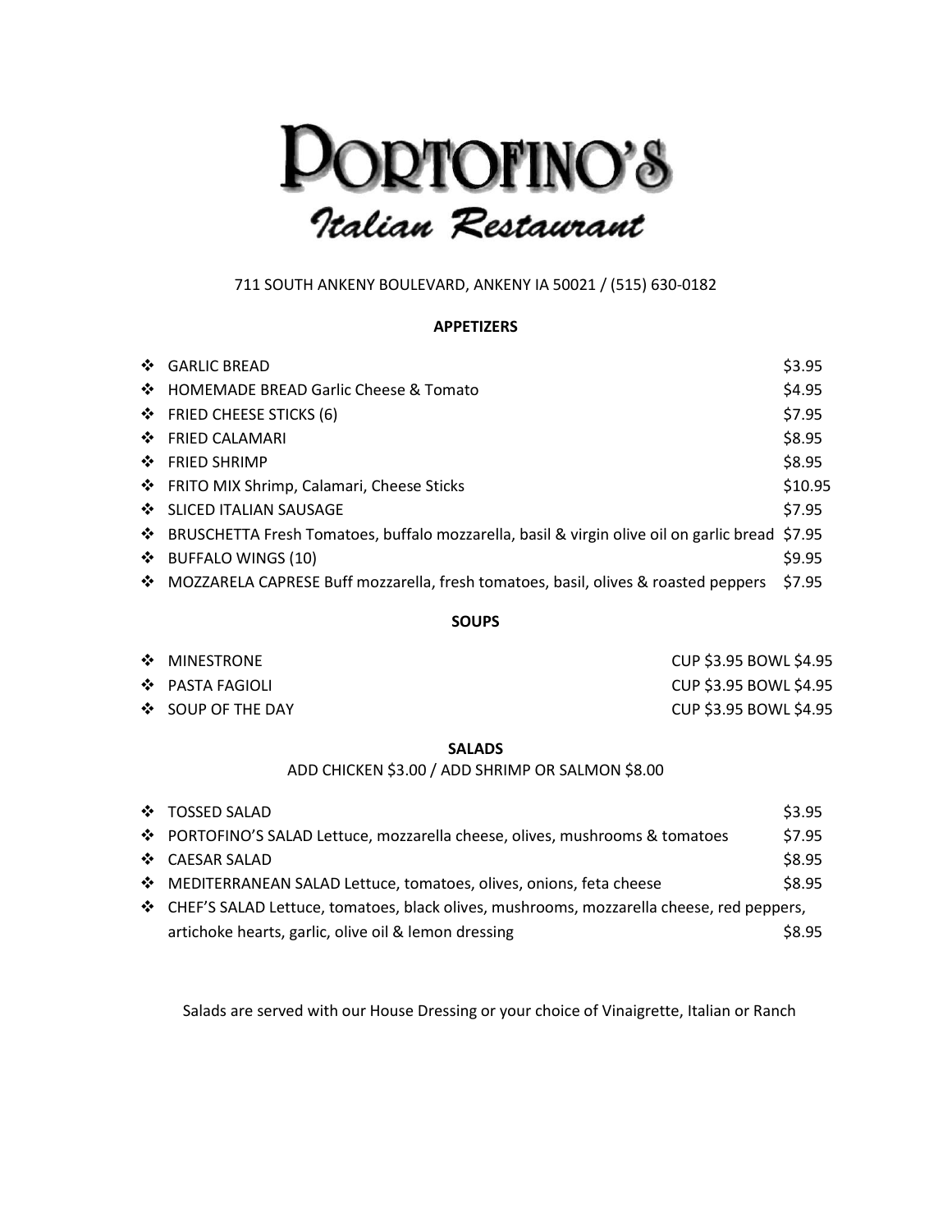# PORTOFINO'S

## *Italian Restaurant*

711 SOUTH ANKENY BOULEVARD, ANKENY IA 50021 / (515) 630-0182

### APPETIZERS

- GARLIC BREAD — $3.95
- HOMEMADE BREAD Garlic Cheese & Tomato — $4.95
- FRIED CHEESE STICKS (6) — $7.95
- FRIED CALAMARI — $8.95
- FRIED SHRIMP — $8.95
- FRITO MIX Shrimp, Calamari, Cheese Sticks — $10.95
- SLICED ITALIAN SAUSAGE — $7.95
- BRUSCHETTA Fresh Tomatoes, buffalo mozzarella, basil & virgin olive oil on garlic bread — $7.95
- BUFFALO WINGS (10) — $9.95
- MOZZARELA CAPRESE Buff mozzarella, fresh tomatoes, basil, olives & roasted peppers — $7.95

### SOUPS

- MINESTRONE — CUP $3.95 BOWL $4.95
- PASTA FAGIOLI — CUP $3.95 BOWL $4.95
- SOUP OF THE DAY — CUP $3.95 BOWL $4.95

### SALADS

ADD CHICKEN $3.00 / ADD SHRIMP OR SALMON $8.00

- TOSSED SALAD — $3.95
- PORTOFINO'S SALAD Lettuce, mozzarella cheese, olives, mushrooms & tomatoes — $7.95
- CAESAR SALAD — $8.95
- MEDITERRANEAN SALAD Lettuce, tomatoes, olives, onions, feta cheese — $8.95
- CHEF'S SALAD Lettuce, tomatoes, black olives, mushrooms, mozzarella cheese, red peppers, artichoke hearts, garlic, olive oil & lemon dressing — $8.95

Salads are served with our House Dressing or your choice of Vinaigrette, Italian or Ranch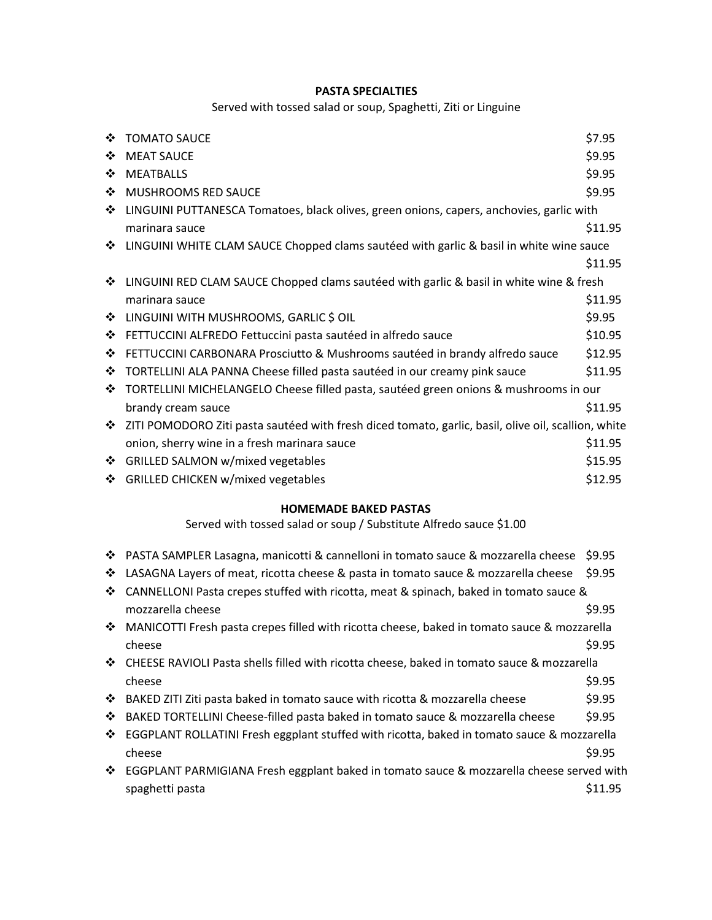**PASTA SPECIALTIES**

Served with tossed salad or soup, Spaghetti, Ziti or Linguine

- TOMATO SAUCE $7.95
- MEAT SAUCE $9.95
- MEATBALLS $9.95
- MUSHROOMS RED SAUCE $9.95
- LINGUINI PUTTANESCA Tomatoes, black olives, green onions, capers, anchovies, garlic with marinara sauce $11.95
- LINGUINI WHITE CLAM SAUCE Chopped clams sautéed with garlic & basil in white wine sauce $11.95
- LINGUINI RED CLAM SAUCE Chopped clams sautéed with garlic & basil in white wine & fresh marinara sauce $11.95
- LINGUINI WITH MUSHROOMS, GARLIC $ OIL $9.95
- FETTUCCINI ALFREDO Fettuccini pasta sautéed in alfredo sauce $10.95
- FETTUCCINI CARBONARA Prosciutto & Mushrooms sautéed in brandy alfredo sauce $12.95
- TORTELLINI ALA PANNA Cheese filled pasta sautéed in our creamy pink sauce $11.95
- TORTELLINI MICHELANGELO Cheese filled pasta, sautéed green onions & mushrooms in our brandy cream sauce $11.95
- ZITI POMODORO Ziti pasta sautéed with fresh diced tomato, garlic, basil, olive oil, scallion, white onion, sherry wine in a fresh marinara sauce $11.95
- GRILLED SALMON w/mixed vegetables $15.95
- GRILLED CHICKEN w/mixed vegetables $12.95

**HOMEMADE BAKED PASTAS**

Served with tossed salad or soup / Substitute Alfredo sauce $1.00

- PASTA SAMPLER Lasagna, manicotti & cannelloni in tomato sauce & mozzarella cheese $9.95
- LASAGNA Layers of meat, ricotta cheese & pasta in tomato sauce & mozzarella cheese $9.95
- CANNELLONI Pasta crepes stuffed with ricotta, meat & spinach, baked in tomato sauce & mozzarella cheese $9.95
- MANICOTTI Fresh pasta crepes filled with ricotta cheese, baked in tomato sauce & mozzarella cheese $9.95
- CHEESE RAVIOLI Pasta shells filled with ricotta cheese, baked in tomato sauce & mozzarella cheese $9.95
- BAKED ZITI Ziti pasta baked in tomato sauce with ricotta & mozzarella cheese $9.95
- BAKED TORTELLINI Cheese-filled pasta baked in tomato sauce & mozzarella cheese $9.95
- EGGPLANT ROLLATINI Fresh eggplant stuffed with ricotta, baked in tomato sauce & mozzarella cheese $9.95
- EGGPLANT PARMIGIANA Fresh eggplant baked in tomato sauce & mozzarella cheese served with spaghetti pasta $11.95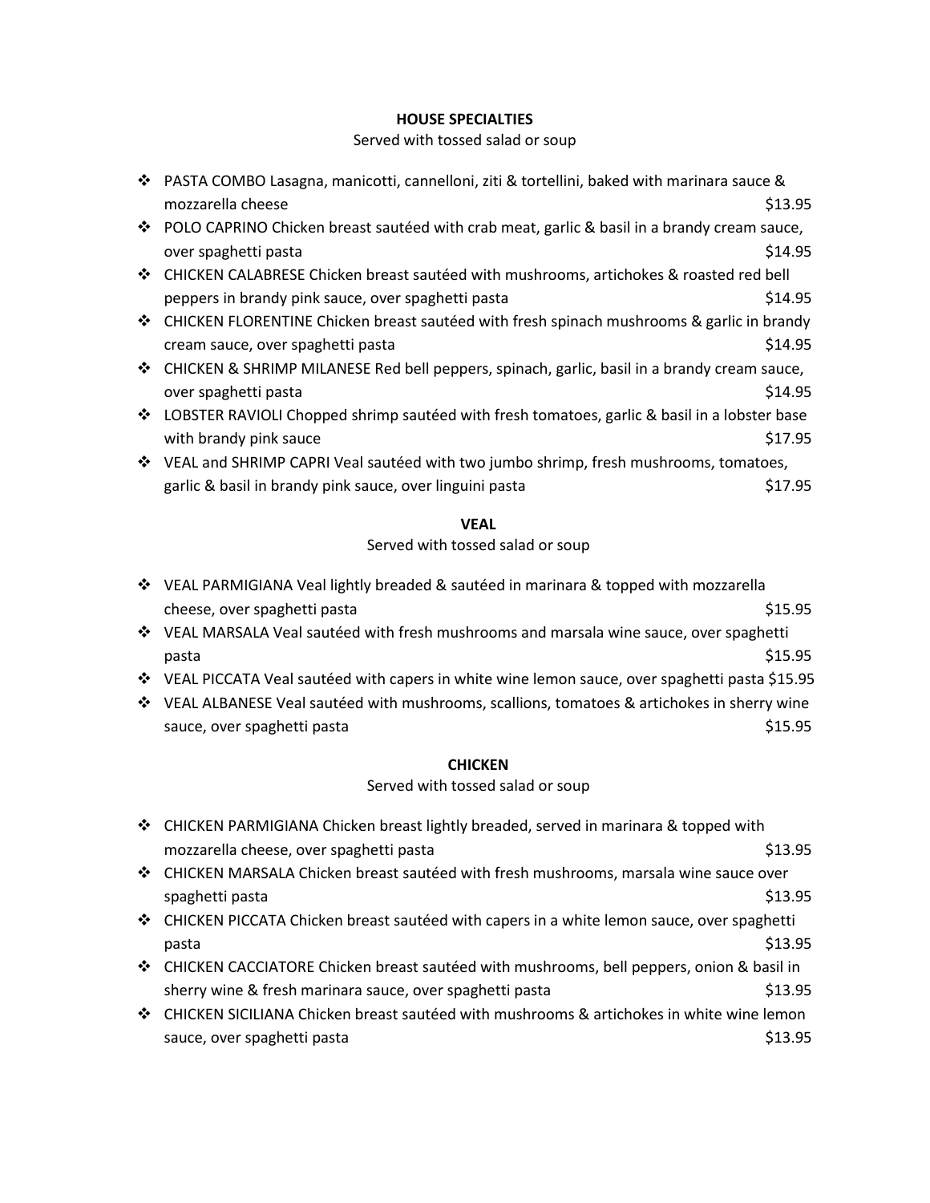## HOUSE SPECIALTIES

Served with tossed salad or soup

- PASTA COMBO Lasagna, manicotti, cannelloni, ziti & tortellini, baked with marinara sauce & mozzarella cheese $13.95
- POLO CAPRINO Chicken breast sautéed with crab meat, garlic & basil in a brandy cream sauce, over spaghetti pasta $14.95
- CHICKEN CALABRESE Chicken breast sautéed with mushrooms, artichokes & roasted red bell peppers in brandy pink sauce, over spaghetti pasta $14.95
- CHICKEN FLORENTINE Chicken breast sautéed with fresh spinach mushrooms & garlic in brandy cream sauce, over spaghetti pasta $14.95
- CHICKEN & SHRIMP MILANESE Red bell peppers, spinach, garlic, basil in a brandy cream sauce, over spaghetti pasta $14.95
- LOBSTER RAVIOLI Chopped shrimp sautéed with fresh tomatoes, garlic & basil in a lobster base with brandy pink sauce $17.95
- VEAL and SHRIMP CAPRI Veal sautéed with two jumbo shrimp, fresh mushrooms, tomatoes, garlic & basil in brandy pink sauce, over linguini pasta $17.95

## VEAL

Served with tossed salad or soup

- VEAL PARMIGIANA Veal lightly breaded & sautéed in marinara & topped with mozzarella cheese, over spaghetti pasta $15.95
- VEAL MARSALA Veal sautéed with fresh mushrooms and marsala wine sauce, over spaghetti pasta $15.95
- VEAL PICCATA Veal sautéed with capers in white wine lemon sauce, over spaghetti pasta $15.95
- VEAL ALBANESE Veal sautéed with mushrooms, scallions, tomatoes & artichokes in sherry wine sauce, over spaghetti pasta $15.95

## CHICKEN

Served with tossed salad or soup

- CHICKEN PARMIGIANA Chicken breast lightly breaded, served in marinara & topped with mozzarella cheese, over spaghetti pasta $13.95
- CHICKEN MARSALA Chicken breast sautéed with fresh mushrooms, marsala wine sauce over spaghetti pasta $13.95
- CHICKEN PICCATA Chicken breast sautéed with capers in a white lemon sauce, over spaghetti pasta $13.95
- CHICKEN CACCIATORE Chicken breast sautéed with mushrooms, bell peppers, onion & basil in sherry wine & fresh marinara sauce, over spaghetti pasta $13.95
- CHICKEN SICILIANA Chicken breast sautéed with mushrooms & artichokes in white wine lemon sauce, over spaghetti pasta $13.95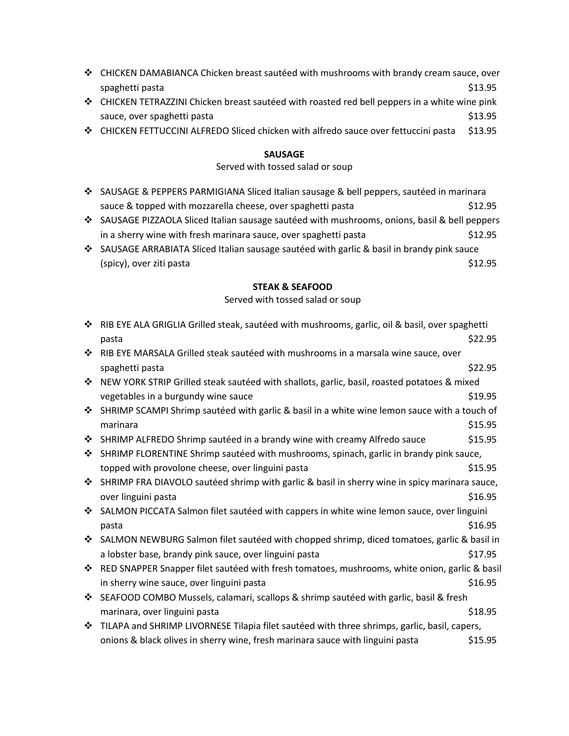- CHICKEN DAMABIANCA Chicken breast sautéed with mushrooms with brandy cream sauce, over spaghetti pasta $13.95
- CHICKEN TETRAZZINI Chicken breast sautéed with roasted red bell peppers in a white wine pink sauce, over spaghetti pasta $13.95
- CHICKEN FETTUCCINI ALFREDO Sliced chicken with alfredo sauce over fettuccini pasta $13.95

**SAUSAGE**

Served with tossed salad or soup

- SAUSAGE & PEPPERS PARMIGIANA Sliced Italian sausage & bell peppers, sautéed in marinara sauce & topped with mozzarella cheese, over spaghetti pasta $12.95
- SAUSAGE PIZZAOLA Sliced Italian sausage sautéed with mushrooms, onions, basil & bell peppers in a sherry wine with fresh marinara sauce, over spaghetti pasta $12.95
- SAUSAGE ARRABIATA Sliced Italian sausage sautéed with garlic & basil in brandy pink sauce (spicy), over ziti pasta $12.95

**STEAK & SEAFOOD**

Served with tossed salad or soup

- RIB EYE ALA GRIGLIA Grilled steak, sautéed with mushrooms, garlic, oil & basil, over spaghetti pasta $22.95
- RIB EYE MARSALA Grilled steak sautéed with mushrooms in a marsala wine sauce, over spaghetti pasta $22.95
- NEW YORK STRIP Grilled steak sautéed with shallots, garlic, basil, roasted potatoes & mixed vegetables in a burgundy wine sauce $19.95
- SHRIMP SCAMPI Shrimp sautéed with garlic & basil in a white wine lemon sauce with a touch of marinara $15.95
- SHRIMP ALFREDO Shrimp sautéed in a brandy wine with creamy Alfredo sauce $15.95
- SHRIMP FLORENTINE Shrimp sautéed with mushrooms, spinach, garlic in brandy pink sauce, topped with provolone cheese, over linguini pasta $15.95
- SHRIMP FRA DIAVOLO sautéed shrimp with garlic & basil in sherry wine in spicy marinara sauce, over linguini pasta $16.95
- SALMON PICCATA Salmon filet sautéed with cappers in white wine lemon sauce, over linguini pasta $16.95
- SALMON NEWBURG Salmon filet sautéed with chopped shrimp, diced tomatoes, garlic & basil in a lobster base, brandy pink sauce, over linguini pasta $17.95
- RED SNAPPER Snapper filet sautéed with fresh tomatoes, mushrooms, white onion, garlic & basil in sherry wine sauce, over linguini pasta $16.95
- SEAFOOD COMBO Mussels, calamari, scallops & shrimp sautéed with garlic, basil & fresh marinara, over linguini pasta $18.95
- TILAPA and SHRIMP LIVORNESE Tilapia filet sautéed with three shrimps, garlic, basil, capers, onions & black olives in sherry wine, fresh marinara sauce with linguini pasta $15.95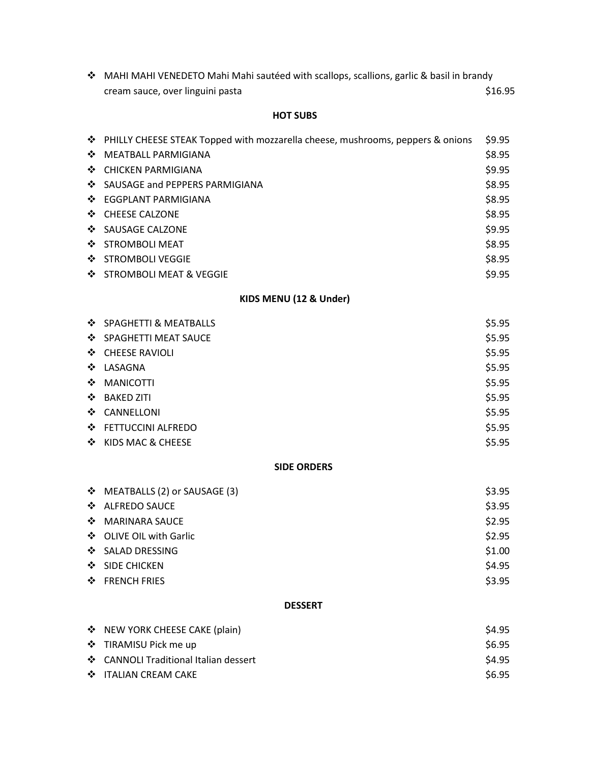- MAHI MAHI VENEDETO Mahi Mahi sautéed with scallops, scallions, garlic & basil in brandy cream sauce, over linguini pasta $16.95

## HOT SUBS

- PHILLY CHEESE STEAK Topped with mozzarella cheese, mushrooms, peppers & onions $9.95
- MEATBALL PARMIGIANA $8.95
- CHICKEN PARMIGIANA $9.95
- SAUSAGE and PEPPERS PARMIGIANA $8.95
- EGGPLANT PARMIGIANA $8.95
- CHEESE CALZONE $8.95
- SAUSAGE CALZONE $9.95
- STROMBOLI MEAT $8.95
- STROMBOLI VEGGIE $8.95
- STROMBOLI MEAT & VEGGIE $9.95

## KIDS MENU (12 & Under)

- SPAGHETTI & MEATBALLS $5.95
- SPAGHETTI MEAT SAUCE $5.95
- CHEESE RAVIOLI $5.95
- LASAGNA $5.95
- MANICOTTI $5.95
- BAKED ZITI $5.95
- CANNELLONI $5.95
- FETTUCCINI ALFREDO $5.95
- KIDS MAC & CHEESE $5.95

## SIDE ORDERS

- MEATBALLS (2) or SAUSAGE (3) $3.95
- ALFREDO SAUCE $3.95
- MARINARA SAUCE $2.95
- OLIVE OIL with Garlic $2.95
- SALAD DRESSING $1.00
- SIDE CHICKEN $4.95
- FRENCH FRIES $3.95

## DESSERT

- NEW YORK CHEESE CAKE (plain) $4.95
- TIRAMISU Pick me up $6.95
- CANNOLI Traditional Italian dessert $4.95
- ITALIAN CREAM CAKE $6.95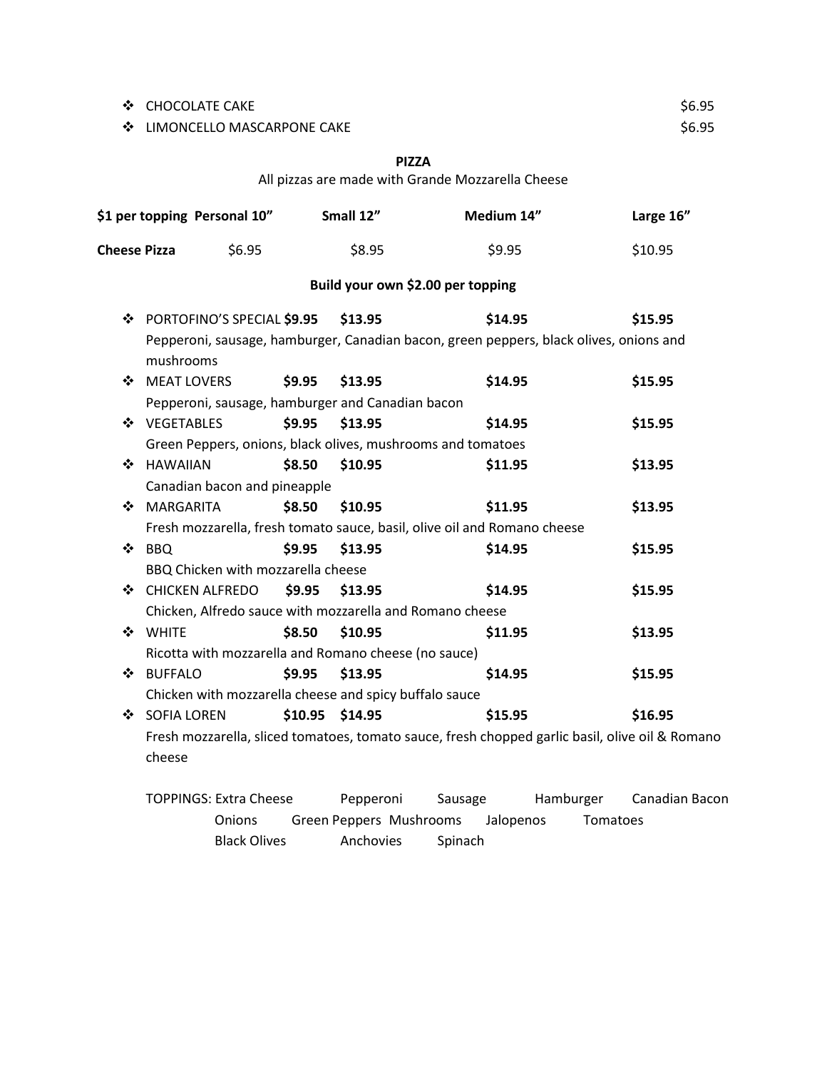- CHOCOLATE CAKE $6.95
- LIMONCELLO MASCARPONE CAKE $6.95

## PIZZA

All pizzas are made with Grande Mozzarella Cheese

| $1 per topping | Personal 10" | Small 12" | Medium 14" | Large 16" |
|---|---|---|---|---|
| **Cheese Pizza** | $6.95 | $8.95 | $9.95 | $10.95 |

**Build your own $2.00 per topping**

| | Personal 10" | Small 12" | Medium 14" | Large 16" |
|---|---|---|---|---|
| PORTOFINO'S SPECIAL<br>Pepperoni, sausage, hamburger, Canadian bacon, green peppers, black olives, onions and mushrooms | **$9.95** | **$13.95** | **$14.95** | **$15.95** |
| MEAT LOVERS<br>Pepperoni, sausage, hamburger and Canadian bacon | **$9.95** | **$13.95** | **$14.95** | **$15.95** |
| VEGETABLES<br>Green Peppers, onions, black olives, mushrooms and tomatoes | **$9.95** | **$13.95** | **$14.95** | **$15.95** |
| HAWAIIAN<br>Canadian bacon and pineapple | **$8.50** | **$10.95** | **$11.95** | **$13.95** |
| MARGARITA<br>Fresh mozzarella, fresh tomato sauce, basil, olive oil and Romano cheese | **$8.50** | **$10.95** | **$11.95** | **$13.95** |
| BBQ<br>BBQ Chicken with mozzarella cheese | **$9.95** | **$13.95** | **$14.95** | **$15.95** |
| CHICKEN ALFREDO<br>Chicken, Alfredo sauce with mozzarella and Romano cheese | **$9.95** | **$13.95** | **$14.95** | **$15.95** |
| WHITE<br>Ricotta with mozzarella and Romano cheese (no sauce) | **$8.50** | **$10.95** | **$11.95** | **$13.95** |
| BUFFALO<br>Chicken with mozzarella cheese and spicy buffalo sauce | **$9.95** | **$13.95** | **$14.95** | **$15.95** |
| SOFIA LOREN<br>Fresh mozzarella, sliced tomatoes, tomato sauce, fresh chopped garlic basil, olive oil & Romano cheese | **$10.95** | **$14.95** | **$15.95** | **$16.95** |

TOPPINGS: Extra Cheese, Pepperoni, Sausage, Hamburger, Canadian Bacon, Onions, Green Peppers, Mushrooms, Jalopenos, Tomatoes, Black Olives, Anchovies, Spinach